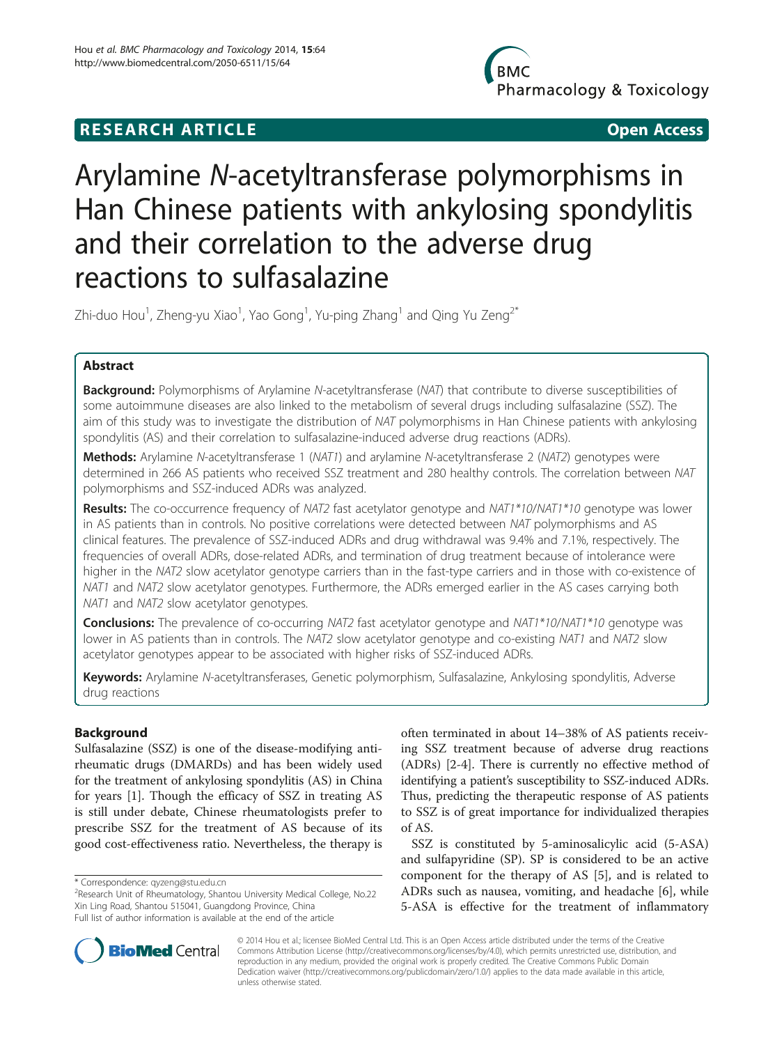RESEARCH ARTICLE

Open Access

# Arylamine *N*-acetyltransferase polymorphisms in Han Chinese patients with ankylosing spondylitis and their correlation to the adverse drug reactions to sulfasalazine

Zhi-duo Hou[1], Zheng-yu Xiao[1], Yao Gong[1], Yu-ping Zhang[1] and Qing Yu Zeng[2*]

## Abstract

**Background:** Polymorphisms of Arylamine *N*-acetyltransferase (*NAT*) that contribute to diverse susceptibilities of some autoimmune diseases are also linked to the metabolism of several drugs including sulfasalazine (SSZ). The aim of this study was to investigate the distribution of *NAT* polymorphisms in Han Chinese patients with ankylosing spondylitis (AS) and their correlation to sulfasalazine-induced adverse drug reactions (ADRs).

**Methods:** Arylamine *N*-acetyltransferase 1 (*NAT1*) and arylamine *N*-acetyltransferase 2 (*NAT2*) genotypes were determined in 266 AS patients who received SSZ treatment and 280 healthy controls. The correlation between *NAT* polymorphisms and SSZ-induced ADRs was analyzed.

**Results:** The co-occurrence frequency of *NAT2* fast acetylator genotype and *NAT1*10/NAT1*10* genotype was lower in AS patients than in controls. No positive correlations were detected between *NAT* polymorphisms and AS clinical features. The prevalence of SSZ-induced ADRs and drug withdrawal was 9.4% and 7.1%, respectively. The frequencies of overall ADRs, dose-related ADRs, and termination of drug treatment because of intolerance were higher in the *NAT2* slow acetylator genotype carriers than in the fast-type carriers and in those with co-existence of *NAT1* and *NAT2* slow acetylator genotypes. Furthermore, the ADRs emerged earlier in the AS cases carrying both *NAT1* and *NAT2* slow acetylator genotypes.

**Conclusions:** The prevalence of co-occurring *NAT2* fast acetylator genotype and *NAT1*10/NAT1*10* genotype was lower in AS patients than in controls. The *NAT2* slow acetylator genotype and co-existing *NAT1* and *NAT2* slow acetylator genotypes appear to be associated with higher risks of SSZ-induced ADRs.

**Keywords:** Arylamine *N*-acetyltransferases, Genetic polymorphism, Sulfasalazine, Ankylosing spondylitis, Adverse drug reactions

## Background

Sulfasalazine (SSZ) is one of the disease-modifying anti-rheumatic drugs (DMARDs) and has been widely used for the treatment of ankylosing spondylitis (AS) in China for years [1]. Though the efficacy of SSZ in treating AS is still under debate, Chinese rheumatologists prefer to prescribe SSZ for the treatment of AS because of its good cost-effectiveness ratio. Nevertheless, the therapy is often terminated in about 14–38% of AS patients receiving SSZ treatment because of adverse drug reactions (ADRs) [2-4]. There is currently no effective method of identifying a patient's susceptibility to SSZ-induced ADRs. Thus, predicting the therapeutic response of AS patients to SSZ is of great importance for individualized therapies of AS.

SSZ is constituted by 5-aminosalicylic acid (5-ASA) and sulfapyridine (SP). SP is considered to be an active component for the therapy of AS [5], and is related to ADRs such as nausea, vomiting, and headache [6], while 5-ASA is effective for the treatment of inflammatory

\* Correspondence: qyzeng@stu.edu.cn
[2]Research Unit of Rheumatology, Shantou University Medical College, No.22 Xin Ling Road, Shantou 515041, Guangdong Province, China
Full list of author information is available at the end of the article

© 2014 Hou et al.; licensee BioMed Central Ltd. This is an Open Access article distributed under the terms of the Creative Commons Attribution License (http://creativecommons.org/licenses/by/4.0), which permits unrestricted use, distribution, and reproduction in any medium, provided the original work is properly credited. The Creative Commons Public Domain Dedication waiver (http://creativecommons.org/publicdomain/zero/1.0/) applies to the data made available in this article, unless otherwise stated.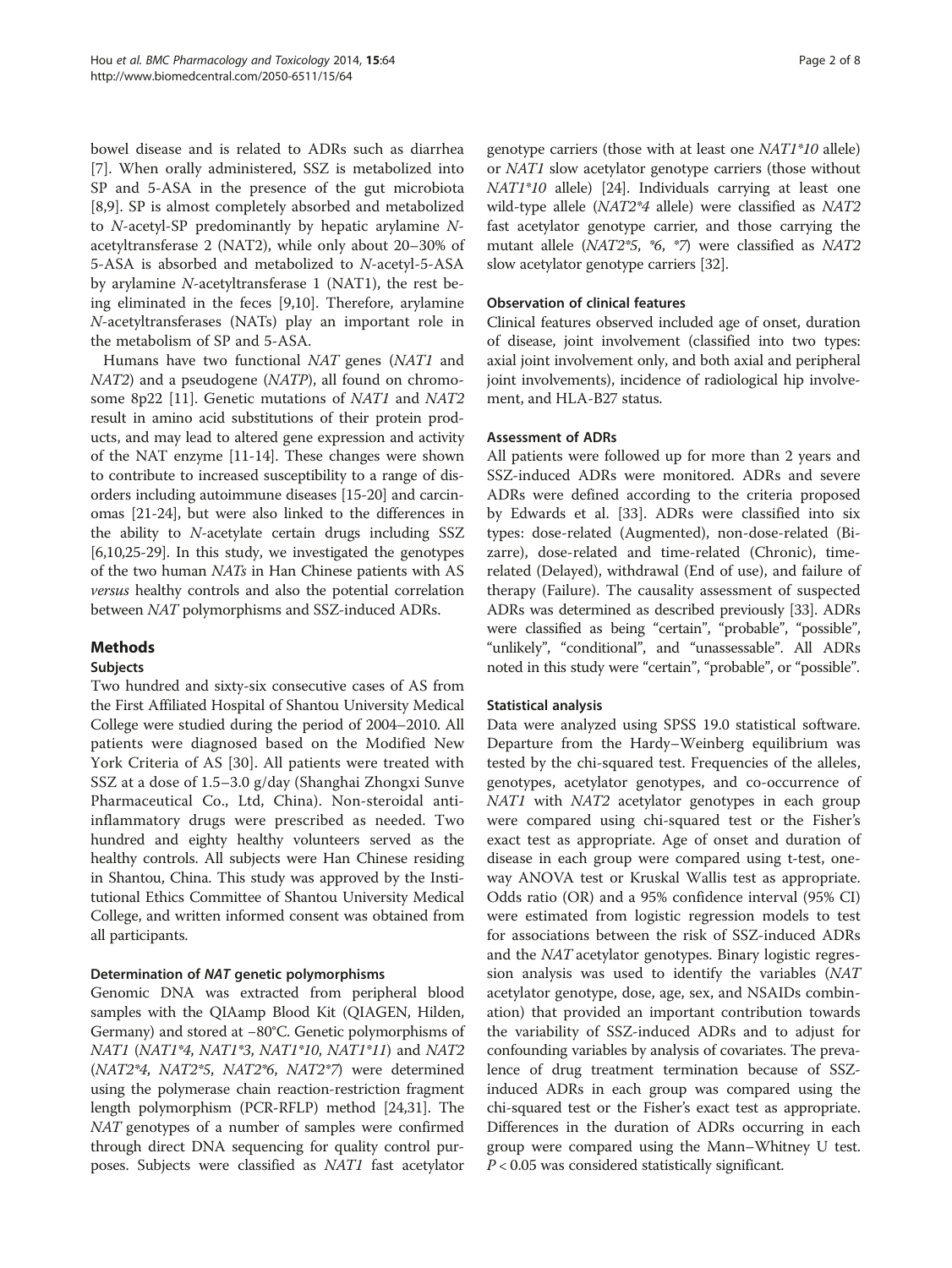bowel disease and is related to ADRs such as diarrhea [7]. When orally administered, SSZ is metabolized into SP and 5-ASA in the presence of the gut microbiota [8,9]. SP is almost completely absorbed and metabolized to *N*-acetyl-SP predominantly by hepatic arylamine *N*-acetyltransferase 2 (NAT2), while only about 20–30% of 5-ASA is absorbed and metabolized to *N*-acetyl-5-ASA by arylamine *N*-acetyltransferase 1 (NAT1), the rest being eliminated in the feces [9,10]. Therefore, arylamine *N*-acetyltransferases (NATs) play an important role in the metabolism of SP and 5-ASA.

Humans have two functional *NAT* genes (*NAT1* and *NAT2*) and a pseudogene (*NATP*), all found on chromosome 8p22 [11]. Genetic mutations of *NAT1* and *NAT2* result in amino acid substitutions of their protein products, and may lead to altered gene expression and activity of the NAT enzyme [11-14]. These changes were shown to contribute to increased susceptibility to a range of disorders including autoimmune diseases [15-20] and carcinomas [21-24], but were also linked to the differences in the ability to *N*-acetylate certain drugs including SSZ [6,10,25-29]. In this study, we investigated the genotypes of the two human *NATs* in Han Chinese patients with AS *versus* healthy controls and also the potential correlation between *NAT* polymorphisms and SSZ-induced ADRs.

## Methods

### Subjects

Two hundred and sixty-six consecutive cases of AS from the First Affiliated Hospital of Shantou University Medical College were studied during the period of 2004–2010. All patients were diagnosed based on the Modified New York Criteria of AS [30]. All patients were treated with SSZ at a dose of 1.5–3.0 g/day (Shanghai Zhongxi Sunve Pharmaceutical Co., Ltd, China). Non-steroidal anti-inflammatory drugs were prescribed as needed. Two hundred and eighty healthy volunteers served as the healthy controls. All subjects were Han Chinese residing in Shantou, China. This study was approved by the Institutional Ethics Committee of Shantou University Medical College, and written informed consent was obtained from all participants.

### Determination of *NAT* genetic polymorphisms

Genomic DNA was extracted from peripheral blood samples with the QIAmp Blood Kit (QIAGEN, Hilden, Germany) and stored at −80°C. Genetic polymorphisms of *NAT1* (*NAT1*4*, *NAT1*3*, *NAT1*10*, *NAT1*11*) and *NAT2* (*NAT2*4*, *NAT2*5*, *NAT2*6*, *NAT2*7*) were determined using the polymerase chain reaction-restriction fragment length polymorphism (PCR-RFLP) method [24,31]. The *NAT* genotypes of a number of samples were confirmed through direct DNA sequencing for quality control purposes. Subjects were classified as *NAT1* fast acetylator genotype carriers (those with at least one *NAT1*10* allele) or *NAT1* slow acetylator genotype carriers (those without *NAT1*10* allele) [24]. Individuals carrying at least one wild-type allele (*NAT2*4* allele) were classified as *NAT2* fast acetylator genotype carrier, and those carrying the mutant allele (*NAT2*5*, **6*, **7*) were classified as *NAT2* slow acetylator genotype carriers [32].

### Observation of clinical features

Clinical features observed included age of onset, duration of disease, joint involvement (classified into two types: axial joint involvement only, and both axial and peripheral joint involvements), incidence of radiological hip involvement, and HLA-B27 status.

### Assessment of ADRs

All patients were followed up for more than 2 years and SSZ-induced ADRs were monitored. ADRs and severe ADRs were defined according to the criteria proposed by Edwards et al. [33]. ADRs were classified into six types: dose-related (Augmented), non-dose-related (Bizarre), dose-related and time-related (Chronic), time-related (Delayed), withdrawal (End of use), and failure of therapy (Failure). The causality assessment of suspected ADRs was determined as described previously [33]. ADRs were classified as being "certain", "probable", "possible", "unlikely", "conditional", and "unassessable". All ADRs noted in this study were "certain", "probable", or "possible".

### Statistical analysis

Data were analyzed using SPSS 19.0 statistical software. Departure from the Hardy–Weinberg equilibrium was tested by the chi-squared test. Frequencies of the alleles, genotypes, acetylator genotypes, and co-occurrence of *NAT1* with *NAT2* acetylator genotypes in each group were compared using chi-squared test or the Fisher's exact test as appropriate. Age of onset and duration of disease in each group were compared using t-test, one-way ANOVA test or Kruskal Wallis test as appropriate. Odds ratio (OR) and a 95% confidence interval (95% CI) were estimated from logistic regression models to test for associations between the risk of SSZ-induced ADRs and the *NAT* acetylator genotypes. Binary logistic regression analysis was used to identify the variables (*NAT* acetylator genotype, dose, age, sex, and NSAIDs combination) that provided an important contribution towards the variability of SSZ-induced ADRs and to adjust for confounding variables by analysis of covariates. The prevalence of drug treatment termination because of SSZ-induced ADRs in each group was compared using the chi-squared test or the Fisher's exact test as appropriate. Differences in the duration of ADRs occurring in each group were compared using the Mann–Whitney U test. $P < 0.05$ was considered statistically significant.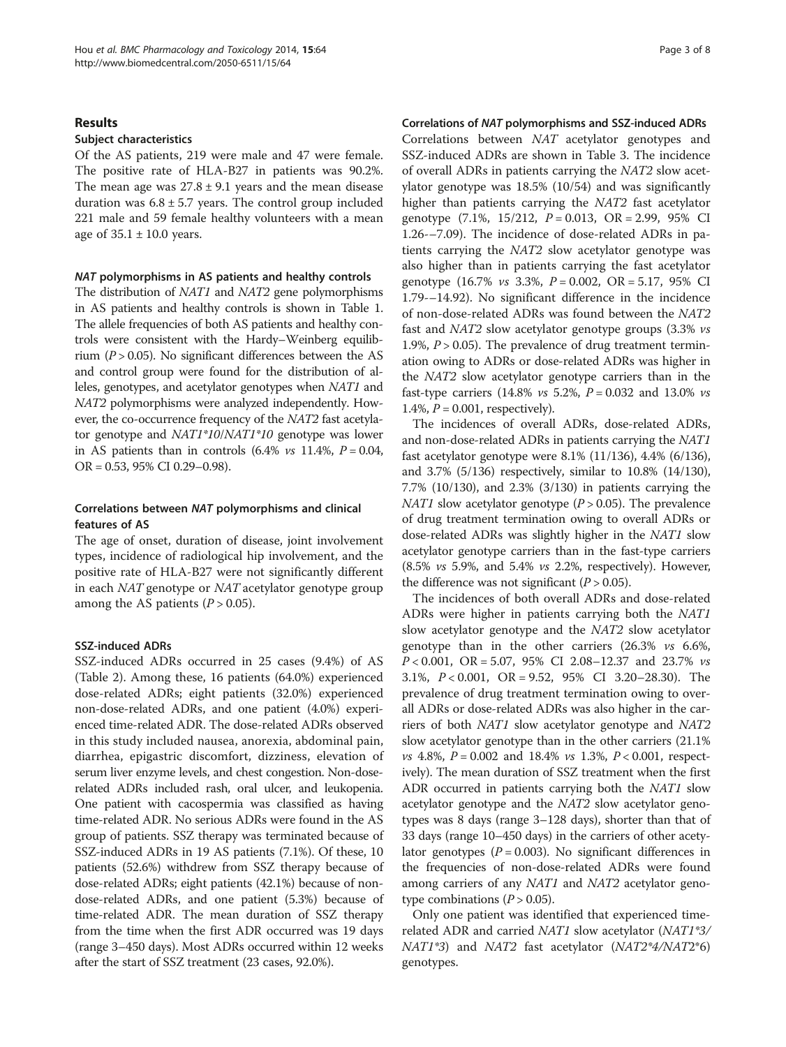## Results

### Subject characteristics

Of the AS patients, 219 were male and 47 were female. The positive rate of HLA-B27 in patients was 90.2%. The mean age was 27.8 ± 9.1 years and the mean disease duration was 6.8 ± 5.7 years. The control group included 221 male and 59 female healthy volunteers with a mean age of 35.1 ± 10.0 years.

### *NAT* polymorphisms in AS patients and healthy controls

The distribution of *NAT1* and *NAT2* gene polymorphisms in AS patients and healthy controls is shown in Table 1. The allele frequencies of both AS patients and healthy controls were consistent with the Hardy–Weinberg equilibrium ($P > 0.05$). No significant differences between the AS and control group were found for the distribution of alleles, genotypes, and acetylator genotypes when *NAT1* and *NAT2* polymorphisms were analyzed independently. However, the co-occurrence frequency of the *NAT2* fast acetylator genotype and *NAT1*10*/*NAT1*10* genotype was lower in AS patients than in controls (6.4% *vs* 11.4%, $P = 0.04$, OR = 0.53, 95% CI 0.29–0.98).

### Correlations between *NAT* polymorphisms and clinical features of AS

The age of onset, duration of disease, joint involvement types, incidence of radiological hip involvement, and the positive rate of HLA-B27 were not significantly different in each *NAT* genotype or *NAT* acetylator genotype group among the AS patients ($P > 0.05$).

### SSZ-induced ADRs

SSZ-induced ADRs occurred in 25 cases (9.4%) of AS (Table 2). Among these, 16 patients (64.0%) experienced dose-related ADRs; eight patients (32.0%) experienced non-dose-related ADRs, and one patient (4.0%) experienced time-related ADR. The dose-related ADRs observed in this study included nausea, anorexia, abdominal pain, diarrhea, epigastric discomfort, dizziness, elevation of serum liver enzyme levels, and chest congestion. Non-dose-related ADRs included rash, oral ulcer, and leukopenia. One patient with cacospermia was classified as having time-related ADR. No serious ADRs were found in the AS group of patients. SSZ therapy was terminated because of SSZ-induced ADRs in 19 AS patients (7.1%). Of these, 10 patients (52.6%) withdrew from SSZ therapy because of dose-related ADRs; eight patients (42.1%) because of non-dose-related ADRs, and one patient (5.3%) because of time-related ADR. The mean duration of SSZ therapy from the time when the first ADR occurred was 19 days (range 3–450 days). Most ADRs occurred within 12 weeks after the start of SSZ treatment (23 cases, 92.0%).

### Correlations of *NAT* polymorphisms and SSZ-induced ADRs

Correlations between *NAT* acetylator genotypes and SSZ-induced ADRs are shown in Table 3. The incidence of overall ADRs in patients carrying the *NAT2* slow acetylator genotype was 18.5% (10/54) and was significantly higher than patients carrying the *NAT2* fast acetylator genotype (7.1%, 15/212, $P = 0.013$, OR = 2.99, 95% CI 1.26-–7.09). The incidence of dose-related ADRs in patients carrying the *NAT2* slow acetylator genotype was also higher than in patients carrying the fast acetylator genotype (16.7% *vs* 3.3%, $P = 0.002$, OR = 5.17, 95% CI 1.79-–14.92). No significant difference in the incidence of non-dose-related ADRs was found between the *NAT2* fast and *NAT2* slow acetylator genotype groups (3.3% *vs* 1.9%, $P > 0.05$). The prevalence of drug treatment termination owing to ADRs or dose-related ADRs was higher in the *NAT2* slow acetylator genotype carriers than in the fast-type carriers (14.8% *vs* 5.2%, $P = 0.032$ and 13.0% *vs* 1.4%, $P = 0.001$, respectively).

The incidences of overall ADRs, dose-related ADRs, and non-dose-related ADRs in patients carrying the *NAT1* fast acetylator genotype were 8.1% (11/136), 4.4% (6/136), and 3.7% (5/136) respectively, similar to 10.8% (14/130), 7.7% (10/130), and 2.3% (3/130) in patients carrying the *NAT1* slow acetylator genotype ($P > 0.05$). The prevalence of drug treatment termination owing to overall ADRs or dose-related ADRs was slightly higher in the *NAT1* slow acetylator genotype carriers than in the fast-type carriers (8.5% *vs* 5.9%, and 5.4% *vs* 2.2%, respectively). However, the difference was not significant ($P > 0.05$).

The incidences of both overall ADRs and dose-related ADRs were higher in patients carrying both the *NAT1* slow acetylator genotype and the *NAT2* slow acetylator genotype than in the other carriers (26.3% *vs* 6.6%, $P < 0.001$, OR = 5.07, 95% CI 2.08–12.37 and 23.7% *vs* 3.1%, $P < 0.001$, OR = 9.52, 95% CI 3.20–28.30). The prevalence of drug treatment termination owing to overall ADRs or dose-related ADRs was also higher in the carriers of both *NAT1* slow acetylator genotype and *NAT2* slow acetylator genotype than in the other carriers (21.1% *vs* 4.8%, $P = 0.002$ and 18.4% *vs* 1.3%, $P < 0.001$, respectively). The mean duration of SSZ treatment when the first ADR occurred in patients carrying both the *NAT1* slow acetylator genotype and the *NAT2* slow acetylator genotypes was 8 days (range 3–128 days), shorter than that of 33 days (range 10–450 days) in the carriers of other acetylator genotypes ($P = 0.003$). No significant differences in the frequencies of non-dose-related ADRs were found among carriers of any *NAT1* and *NAT2* acetylator genotype combinations ($P > 0.05$).

Only one patient was identified that experienced time-related ADR and carried *NAT1* slow acetylator (*NAT1*3*/*NAT1*3*) and *NAT2* fast acetylator (*NAT2*4*/*NAT2*6*) genotypes.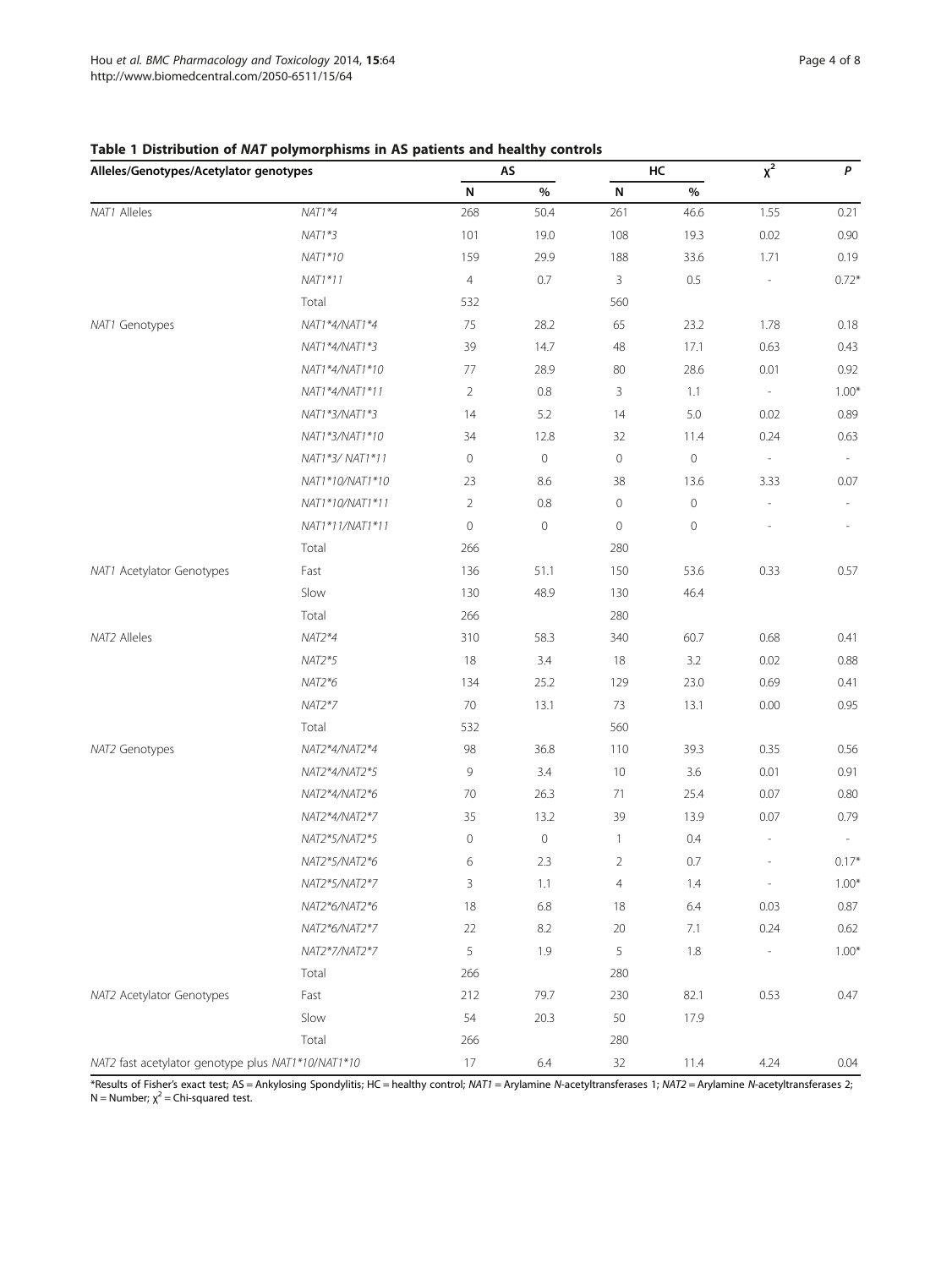**Table 1 Distribution of *NAT* polymorphisms in AS patients and healthy controls**

| Alleles/Genotypes/Acetylator genotypes | | AS | | HC | | $\chi^2$ | *P* |
|---|---|---|---|---|---|---|---|
| | | N | % | N | % | | |
| *NAT1* Alleles | *NAT1*4* | 268 | 50.4 | 261 | 46.6 | 1.55 | 0.21 |
| | *NAT1*3* | 101 | 19.0 | 108 | 19.3 | 0.02 | 0.90 |
| | *NAT1*10* | 159 | 29.9 | 188 | 33.6 | 1.71 | 0.19 |
| | *NAT1*11* | 4 | 0.7 | 3 | 0.5 | - | 0.72* |
| | Total | 532 | | 560 | | | |
| *NAT1* Genotypes | *NAT1*4/NAT1*4* | 75 | 28.2 | 65 | 23.2 | 1.78 | 0.18 |
| | *NAT1*4/NAT1*3* | 39 | 14.7 | 48 | 17.1 | 0.63 | 0.43 |
| | *NAT1*4/NAT1*10* | 77 | 28.9 | 80 | 28.6 | 0.01 | 0.92 |
| | *NAT1*4/NAT1*11* | 2 | 0.8 | 3 | 1.1 | - | 1.00* |
| | *NAT1*3/NAT1*3* | 14 | 5.2 | 14 | 5.0 | 0.02 | 0.89 |
| | *NAT1*3/NAT1*10* | 34 | 12.8 | 32 | 11.4 | 0.24 | 0.63 |
| | *NAT1*3/ NAT1*11* | 0 | 0 | 0 | 0 | - | - |
| | *NAT1*10/NAT1*10* | 23 | 8.6 | 38 | 13.6 | 3.33 | 0.07 |
| | *NAT1*10/NAT1*11* | 2 | 0.8 | 0 | 0 | - | - |
| | *NAT1*11/NAT1*11* | 0 | 0 | 0 | 0 | - | - |
| | Total | 266 | | 280 | | | |
| *NAT1* Acetylator Genotypes | Fast | 136 | 51.1 | 150 | 53.6 | 0.33 | 0.57 |
| | Slow | 130 | 48.9 | 130 | 46.4 | | |
| | Total | 266 | | 280 | | | |
| *NAT2* Alleles | *NAT2*4* | 310 | 58.3 | 340 | 60.7 | 0.68 | 0.41 |
| | *NAT2*5* | 18 | 3.4 | 18 | 3.2 | 0.02 | 0.88 |
| | *NAT2*6* | 134 | 25.2 | 129 | 23.0 | 0.69 | 0.41 |
| | *NAT2*7* | 70 | 13.1 | 73 | 13.1 | 0.00 | 0.95 |
| | Total | 532 | | 560 | | | |
| *NAT2* Genotypes | *NAT2*4/NAT2*4* | 98 | 36.8 | 110 | 39.3 | 0.35 | 0.56 |
| | *NAT2*4/NAT2*5* | 9 | 3.4 | 10 | 3.6 | 0.01 | 0.91 |
| | *NAT2*4/NAT2*6* | 70 | 26.3 | 71 | 25.4 | 0.07 | 0.80 |
| | *NAT2*4/NAT2*7* | 35 | 13.2 | 39 | 13.9 | 0.07 | 0.79 |
| | *NAT2*5/NAT2*5* | 0 | 0 | 1 | 0.4 | - | - |
| | *NAT2*5/NAT2*6* | 6 | 2.3 | 2 | 0.7 | - | 0.17* |
| | *NAT2*5/NAT2*7* | 3 | 1.1 | 4 | 1.4 | - | 1.00* |
| | *NAT2*6/NAT2*6* | 18 | 6.8 | 18 | 6.4 | 0.03 | 0.87 |
| | *NAT2*6/NAT2*7* | 22 | 8.2 | 20 | 7.1 | 0.24 | 0.62 |
| | *NAT2*7/NAT2*7* | 5 | 1.9 | 5 | 1.8 | - | 1.00* |
| | Total | 266 | | 280 | | | |
| *NAT2* Acetylator Genotypes | Fast | 212 | 79.7 | 230 | 82.1 | 0.53 | 0.47 |
| | Slow | 54 | 20.3 | 50 | 17.9 | | |
| | Total | 266 | | 280 | | | |
| *NAT2* fast acetylator genotype plus *NAT1*10/NAT1*10* | | 17 | 6.4 | 32 | 11.4 | 4.24 | 0.04 |

*Results of Fisher's exact test; AS = Ankylosing Spondylitis; HC = healthy control; *NAT1* = Arylamine *N*-acetyltransferases 1; *NAT2* = Arylamine *N*-acetyltransferases 2; N = Number; $\chi^2$ = Chi-squared test.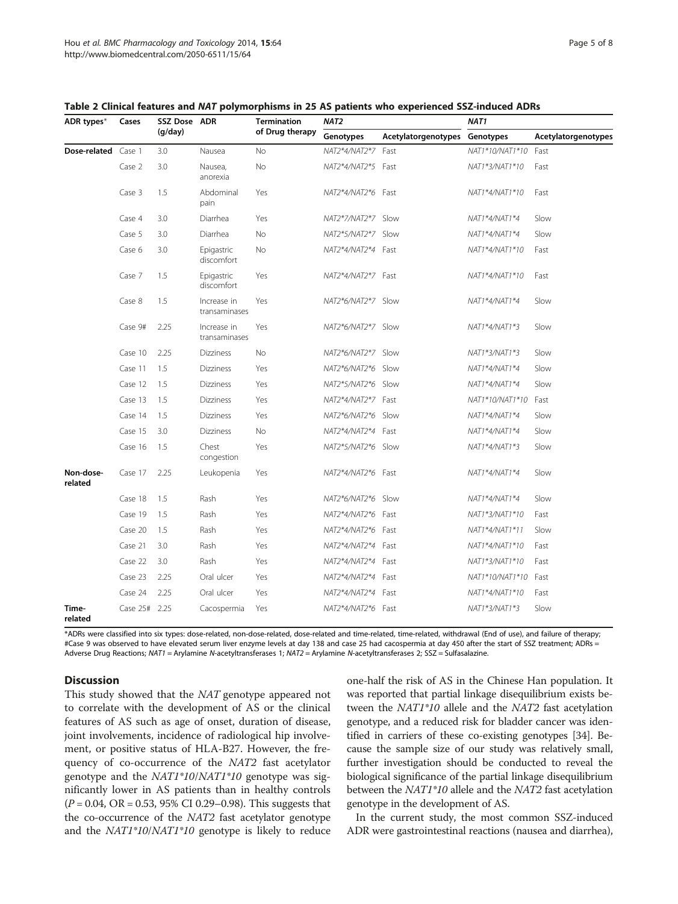**Table 2 Clinical features and *NAT* polymorphisms in 25 AS patients who experienced SSZ-induced ADRs**

| ADR types* | Cases | SSZ Dose (g/day) | ADR | Termination of Drug therapy | *NAT2* | | *NAT1* | |
|---|---|---|---|---|---|---|---|---|
| | | | | | Genotypes | Acetylatorgenotypes | Genotypes | Acetylatorgenotypes |
| **Dose-related** | Case 1 | 3.0 | Nausea | No | *NAT2*4/NAT2*7* | Fast | *NAT1*10/NAT1*10* | Fast |
| | Case 2 | 3.0 | Nausea, anorexia | No | *NAT2*4/NAT2*5* | Fast | *NAT1*3/NAT1*10* | Fast |
| | Case 3 | 1.5 | Abdominal pain | Yes | *NAT2*4/NAT2*6* | Fast | *NAT1*4/NAT1*10* | Fast |
| | Case 4 | 3.0 | Diarrhea | Yes | *NAT2*7/NAT2*7* | Slow | *NAT1*4/NAT1*4* | Slow |
| | Case 5 | 3.0 | Diarrhea | No | *NAT2*5/NAT2*7* | Slow | *NAT1*4/NAT1*4* | Slow |
| | Case 6 | 3.0 | Epigastric discomfort | No | *NAT2*4/NAT2*4* | Fast | *NAT1*4/NAT1*10* | Fast |
| | Case 7 | 1.5 | Epigastric discomfort | Yes | *NAT2*4/NAT2*7* | Fast | *NAT1*4/NAT1*10* | Fast |
| | Case 8 | 1.5 | Increase in transaminases | Yes | *NAT2*6/NAT2*7* | Slow | *NAT1*4/NAT1*4* | Slow |
| | Case 9# | 2.25 | Increase in transaminases | Yes | *NAT2*6/NAT2*7* | Slow | *NAT1*4/NAT1*3* | Slow |
| | Case 10 | 2.25 | Dizziness | No | *NAT2*6/NAT2*7* | Slow | *NAT1*3/NAT1*3* | Slow |
| | Case 11 | 1.5 | Dizziness | Yes | *NAT2*6/NAT2*6* | Slow | *NAT1*4/NAT1*4* | Slow |
| | Case 12 | 1.5 | Dizziness | Yes | *NAT2*5/NAT2*6* | Slow | *NAT1*4/NAT1*4* | Slow |
| | Case 13 | 1.5 | Dizziness | Yes | *NAT2*4/NAT2*7* | Fast | *NAT1*10/NAT1*10* | Fast |
| | Case 14 | 1.5 | Dizziness | Yes | *NAT2*6/NAT2*6* | Slow | *NAT1*4/NAT1*4* | Slow |
| | Case 15 | 3.0 | Dizziness | No | *NAT2*4/NAT2*4* | Fast | *NAT1*4/NAT1*4* | Slow |
| | Case 16 | 1.5 | Chest congestion | Yes | *NAT2*5/NAT2*6* | Slow | *NAT1*4/NAT1*3* | Slow |
| **Non-dose-related** | Case 17 | 2.25 | Leukopenia | Yes | *NAT2*4/NAT2*6* | Fast | *NAT1*4/NAT1*4* | Slow |
| | Case 18 | 1.5 | Rash | Yes | *NAT2*6/NAT2*6* | Slow | *NAT1*4/NAT1*4* | Slow |
| | Case 19 | 1.5 | Rash | Yes | *NAT2*4/NAT2*6* | Fast | *NAT1*3/NAT1*10* | Fast |
| | Case 20 | 1.5 | Rash | Yes | *NAT2*4/NAT2*6* | Fast | *NAT1*4/NAT1*11* | Slow |
| | Case 21 | 3.0 | Rash | Yes | *NAT2*4/NAT2*4* | Fast | *NAT1*4/NAT1*10* | Fast |
| | Case 22 | 3.0 | Rash | Yes | *NAT2*4/NAT2*4* | Fast | *NAT1*3/NAT1*10* | Fast |
| | Case 23 | 2.25 | Oral ulcer | Yes | *NAT2*4/NAT2*4* | Fast | *NAT1*10/NAT1*10* | Fast |
| | Case 24 | 2.25 | Oral ulcer | Yes | *NAT2*4/NAT2*4* | Fast | *NAT1*4/NAT1*10* | Fast |
| **Time-related** | Case 25# | 2.25 | Cacospermia | Yes | *NAT2*4/NAT2*6* | Fast | *NAT1*3/NAT1*3* | Slow |

*ADRs were classified into six types: dose-related, non-dose-related, dose-related and time-related, time-related, withdrawal (End of use), and failure of therapy; #Case 9 was observed to have elevated serum liver enzyme levels at day 138 and case 25 had cacospermia at day 450 after the start of SSZ treatment; ADRs = Adverse Drug Reactions; *NAT1* = Arylamine *N*-acetyltransferases 1; *NAT2* = Arylamine *N*-acetyltransferases 2; SSZ = Sulfasalazine.

## Discussion

This study showed that the *NAT* genotype appeared not to correlate with the development of AS or the clinical features of AS such as age of onset, duration of disease, joint involvements, incidence of radiological hip involvement, or positive status of HLA-B27. However, the frequency of co-occurrence of the *NAT2* fast acetylator genotype and the *NAT1*10/NAT1*10* genotype was significantly lower in AS patients than in healthy controls ($P = 0.04$, OR = 0.53, 95% CI 0.29–0.98). This suggests that the co-occurrence of the *NAT2* fast acetylator genotype and the *NAT1*10/NAT1*10* genotype is likely to reduce one-half the risk of AS in the Chinese Han population. It was reported that partial linkage disequilibrium exists between the *NAT1*10* allele and the *NAT2* fast acetylation genotype, and a reduced risk for bladder cancer was identified in carriers of these co-existing genotypes [34]. Because the sample size of our study was relatively small, further investigation should be conducted to reveal the biological significance of the partial linkage disequilibrium between the *NAT1*10* allele and the *NAT2* fast acetylation genotype in the development of AS.

In the current study, the most common SSZ-induced ADR were gastrointestinal reactions (nausea and diarrhea),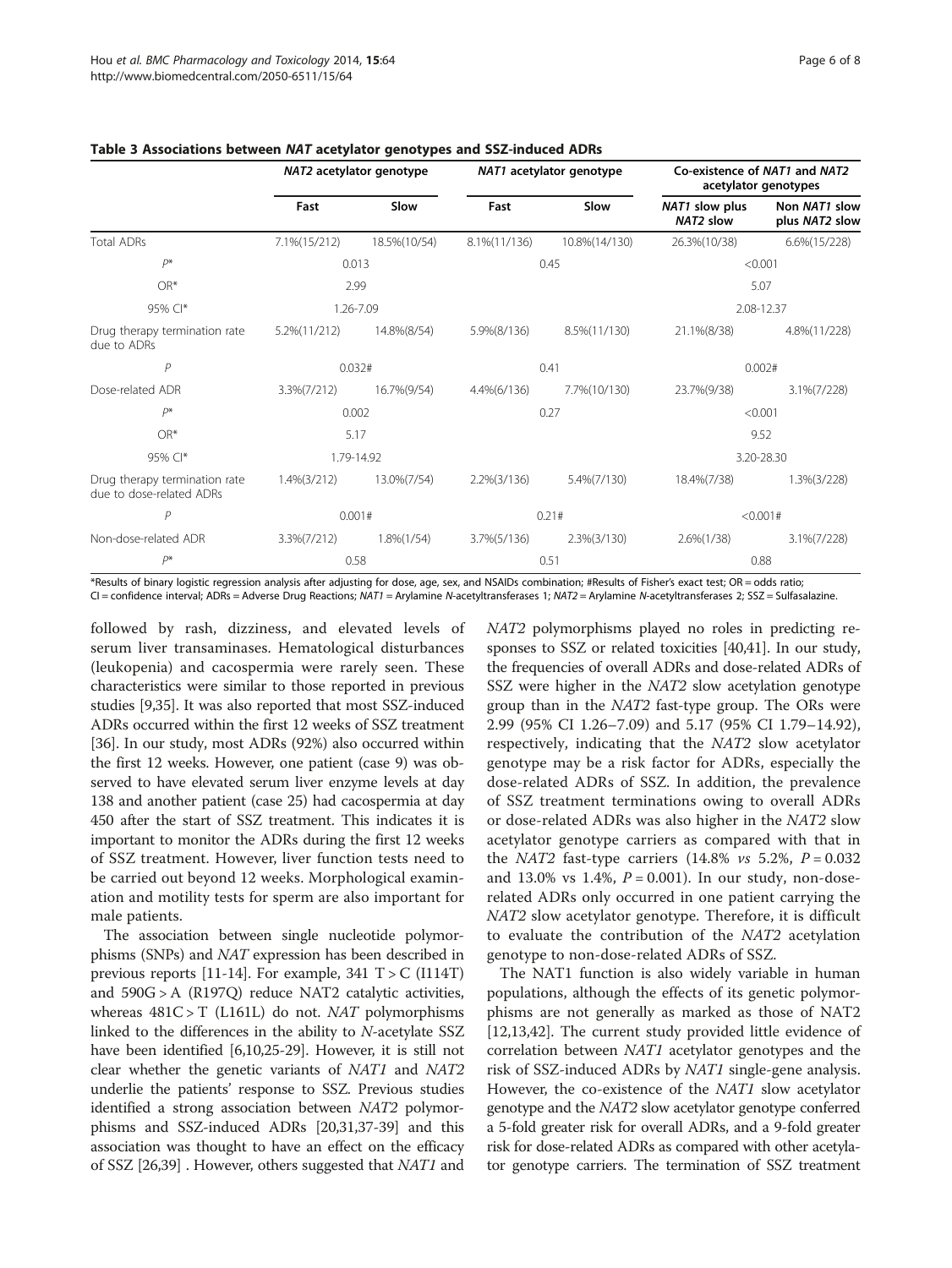**Table 3 Associations between *NAT* acetylator genotypes and SSZ-induced ADRs**

| | *NAT2* acetylator genotype | | *NAT1* acetylator genotype | | Co-existence of *NAT1* and *NAT2* acetylator genotypes | |
|---|---|---|---|---|---|---|
| | Fast | Slow | Fast | Slow | *NAT1* slow plus *NAT2* slow | Non *NAT1* slow plus *NAT2* slow |
| Total ADRs | 7.1%(15/212) | 18.5%(10/54) | 8.1%(11/136) | 10.8%(14/130) | 26.3%(10/38) | 6.6%(15/228) |
| P* | 0.013 | | 0.45 | | <0.001 | |
| OR* | 2.99 | | | | 5.07 | |
| 95% CI* | 1.26-7.09 | | | | 2.08-12.37 | |
| Drug therapy termination rate due to ADRs | 5.2%(11/212) | 14.8%(8/54) | 5.9%(8/136) | 8.5%(11/130) | 21.1%(8/38) | 4.8%(11/228) |
| P | 0.032# | | 0.41 | | 0.002# | |
| Dose-related ADR | 3.3%(7/212) | 16.7%(9/54) | 4.4%(6/136) | 7.7%(10/130) | 23.7%(9/38) | 3.1%(7/228) |
| P* | 0.002 | | 0.27 | | <0.001 | |
| OR* | 5.17 | | | | 9.52 | |
| 95% CI* | 1.79-14.92 | | | | 3.20-28.30 | |
| Drug therapy termination rate due to dose-related ADRs | 1.4%(3/212) | 13.0%(7/54) | 2.2%(3/136) | 5.4%(7/130) | 18.4%(7/38) | 1.3%(3/228) |
| P | 0.001# | | 0.21# | | <0.001# | |
| Non-dose-related ADR | 3.3%(7/212) | 1.8%(1/54) | 3.7%(5/136) | 2.3%(3/130) | 2.6%(1/38) | 3.1%(7/228) |
| P* | 0.58 | | 0.51 | | 0.88 | |

*Results of binary logistic regression analysis after adjusting for dose, age, sex, and NSAIDs combination; #Results of Fisher's exact test; OR = odds ratio; CI = confidence interval; ADRs = Adverse Drug Reactions; *NAT1* = Arylamine *N*-acetyltransferases 1; *NAT2* = Arylamine *N*-acetyltransferases 2; SSZ = Sulfasalazine.

followed by rash, dizziness, and elevated levels of serum liver transaminases. Hematological disturbances (leukopenia) and cacospermia were rarely seen. These characteristics were similar to those reported in previous studies [9,35]. It was also reported that most SSZ-induced ADRs occurred within the first 12 weeks of SSZ treatment [36]. In our study, most ADRs (92%) also occurred within the first 12 weeks. However, one patient (case 9) was observed to have elevated serum liver enzyme levels at day 138 and another patient (case 25) had cacospermia at day 450 after the start of SSZ treatment. This indicates it is important to monitor the ADRs during the first 12 weeks of SSZ treatment. However, liver function tests need to be carried out beyond 12 weeks. Morphological examination and motility tests for sperm are also important for male patients.

The association between single nucleotide polymorphisms (SNPs) and *NAT* expression has been described in previous reports [11-14]. For example, 341 T > C (I114T) and 590G > A (R197Q) reduce NAT2 catalytic activities, whereas 481C > T (L161L) do not. *NAT* polymorphisms linked to the differences in the ability to *N*-acetylate SSZ have been identified [6,10,25-29]. However, it is still not clear whether the genetic variants of *NAT1* and *NAT2* underlie the patients' response to SSZ. Previous studies identified a strong association between *NAT2* polymorphisms and SSZ-induced ADRs [20,31,37-39] and this association was thought to have an effect on the efficacy of SSZ [26,39] . However, others suggested that *NAT1* and *NAT2* polymorphisms played no roles in predicting responses to SSZ or related toxicities [40,41]. In our study, the frequencies of overall ADRs and dose-related ADRs of SSZ were higher in the *NAT2* slow acetylation genotype group than in the *NAT2* fast-type group. The ORs were 2.99 (95% CI 1.26–7.09) and 5.17 (95% CI 1.79–14.92), respectively, indicating that the *NAT2* slow acetylator genotype may be a risk factor for ADRs, especially the dose-related ADRs of SSZ. In addition, the prevalence of SSZ treatment terminations owing to overall ADRs or dose-related ADRs was also higher in the *NAT2* slow acetylator genotype carriers as compared with that in the *NAT2* fast-type carriers (14.8% *vs* 5.2%, $P = 0.032$ and 13.0% vs 1.4%, $P = 0.001$). In our study, non-dose-related ADRs only occurred in one patient carrying the *NAT2* slow acetylator genotype. Therefore, it is difficult to evaluate the contribution of the *NAT2* acetylation genotype to non-dose-related ADRs of SSZ.

The NAT1 function is also widely variable in human populations, although the effects of its genetic polymorphisms are not generally as marked as those of NAT2 [12,13,42]. The current study provided little evidence of correlation between *NAT1* acetylator genotypes and the risk of SSZ-induced ADRs by *NAT1* single-gene analysis. However, the co-existence of the *NAT1* slow acetylator genotype and the *NAT2* slow acetylator genotype conferred a 5-fold greater risk for overall ADRs, and a 9-fold greater risk for dose-related ADRs as compared with other acetylator genotype carriers. The termination of SSZ treatment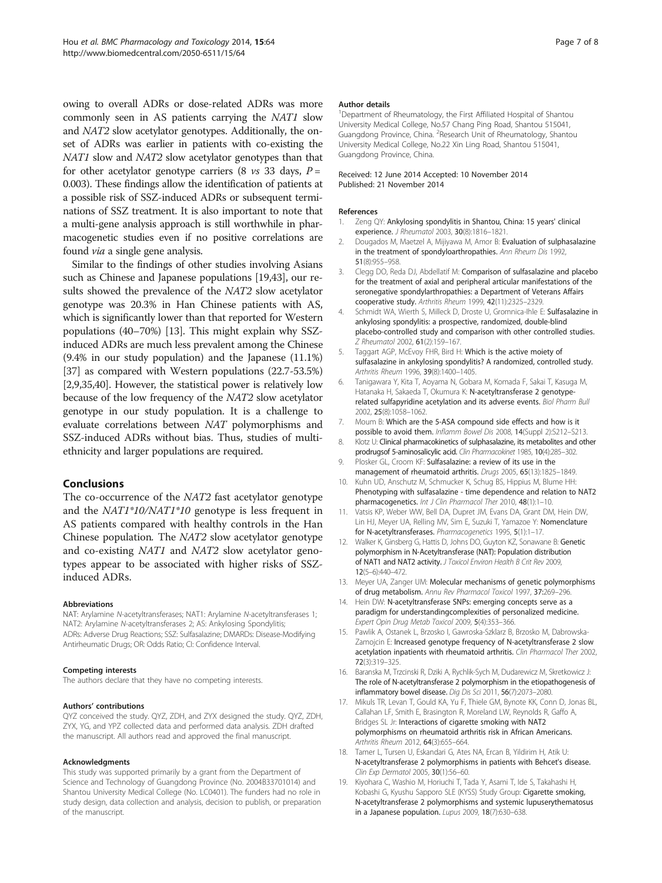owing to overall ADRs or dose-related ADRs was more commonly seen in AS patients carrying the *NAT1* slow and *NAT2* slow acetylator genotypes. Additionally, the onset of ADRs was earlier in patients with co-existing the *NAT1* slow and *NAT2* slow acetylator genotypes than that for other acetylator genotype carriers (8 *vs* 33 days, $P = 0.003$). These findings allow the identification of patients at a possible risk of SSZ-induced ADRs or subsequent terminations of SSZ treatment. It is also important to note that a multi-gene analysis approach is still worthwhile in pharmacogenetic studies even if no positive correlations are found *via* a single gene analysis.

Similar to the findings of other studies involving Asians such as Chinese and Japanese populations [19,43], our results showed the prevalence of the *NAT2* slow acetylator genotype was 20.3% in Han Chinese patients with AS, which is significantly lower than that reported for Western populations (40–70%) [13]. This might explain why SSZ-induced ADRs are much less prevalent among the Chinese (9.4% in our study population) and the Japanese (11.1%) [37] as compared with Western populations (22.7-53.5%) [2,9,35,40]. However, the statistical power is relatively low because of the low frequency of the *NAT2* slow acetylator genotype in our study population. It is a challenge to evaluate correlations between *NAT* polymorphisms and SSZ-induced ADRs without bias. Thus, studies of multi-ethnicity and larger populations are required.

## Conclusions

The co-occurrence of the *NAT2* fast acetylator genotype and the *NAT1\*10/NAT1\*10* genotype is less frequent in AS patients compared with healthy controls in the Han Chinese population*.* The *NAT2* slow acetylator genotype and co-existing *NAT1* and *NAT2* slow acetylator genotypes appear to be associated with higher risks of SSZ-induced ADRs.

#### Abbreviations

NAT: Arylamine *N*-acetyltransferases; NAT1: Arylamine *N*-acetyltransferases 1; NAT2: Arylamine *N*-acetyltransferases 2; AS: Ankylosing Spondylitis; ADRs: Adverse Drug Reactions; SSZ: Sulfasalazine; DMARDs: Disease-Modifying Antirheumatic Drugs; OR: Odds Ratio; CI: Confidence Interval.

#### Competing interests

The authors declare that they have no competing interests.

#### Authors' contributions

QYZ conceived the study. QYZ, ZDH, and ZYX designed the study. QYZ, ZDH, ZYX, YG, and YPZ collected data and performed data analysis. ZDH drafted the manuscript. All authors read and approved the final manuscript.

#### Acknowledgments

This study was supported primarily by a grant from the Department of Science and Technology of Guangdong Province (No. 2004B33701014) and Shantou University Medical College (No. LC0401). The funders had no role in study design, data collection and analysis, decision to publish, or preparation of the manuscript.

#### Author details

[1]Department of Rheumatology, the First Affiliated Hospital of Shantou University Medical College, No.57 Chang Ping Road, Shantou 515041, Guangdong Province, China. [2]Research Unit of Rheumatology, Shantou University Medical College, No.22 Xin Ling Road, Shantou 515041, Guangdong Province, China.

Received: 12 June 2014 Accepted: 10 November 2014
Published: 21 November 2014

#### References

1. Zeng QY: **Ankylosing spondylitis in Shantou, China: 15 years' clinical experience.** *J Rheumatol* 2003, **30**(8):1816–1821.
2. Dougados M, Maetzel A, Mijiyawa M, Amor B: **Evaluation of sulphasalazine in the treatment of spondyloarthropathies.** *Ann Rheum Dis* 1992, **51**(8):955–958.
3. Clegg DO, Reda DJ, Abdellatif M: **Comparison of sulfasalazine and placebo for the treatment of axial and peripheral articular manifestations of the seronegative spondylarthropathies: a Department of Veterans Affairs cooperative study.** *Arthritis Rheum* 1999, **42**(11):2325–2329.
4. Schmidt WA, Wierth S, Milleck D, Droste U, Gromnica-Ihle E: **Sulfasalazine in ankylosing spondylitis: a prospective, randomized, double-blind placebo-controlled study and comparison with other controlled studies.** *Z Rheumatol* 2002, **61**(2):159–167.
5. Taggart AGP, McEvoy FHR, Bird H: **Which is the active moiety of sulfasalazine in ankylosing spondylitis? A randomized, controlled study.** *Arthritis Rheum* 1996, **39**(8):1400–1405.
6. Tanigawara Y, Kita T, Aoyama N, Gobara M, Komada F, Sakai T, Kasuga M, Hatanaka H, Sakaeda T, Okumura K: **N-acetyltransferase 2 genotype-related sulfapyridine acetylation and its adverse events.** *Biol Pharm Bull* 2002, **25**(8):1058–1062.
7. Moum B: **Which are the 5-ASA compound side effects and how is it possible to avoid them.** *Inflamm Bowel Dis* 2008, **14**(Suppl 2):S212–S213.
8. Klotz U: **Clinical pharmacokinetics of sulphasalazine, its metabolites and other prodrugsof 5-aminosalicylic acid.** *Clin Pharmacokinet* 1985, **10**(4):285–302.
9. Plosker GL, Croom KF: **Sulfasalazine: a review of its use in the management of rheumatoid arthritis.** *Drugs* 2005, **65**(13):1825–1849.
10. Kuhn UD, Anschutz M, Schmucker K, Schug BS, Hippius M, Blume HH: **Phenotyping with sulfasalazine - time dependence and relation to NAT2 pharmacogenetics.** *Int J Clin Pharmacol Ther* 2010, **48**(1):1–10.
11. Vatsis KP, Weber WW, Bell DA, Dupret JM, Evans DA, Grant DM, Hein DW, Lin HJ, Meyer UA, Relling MV, Sim E, Suzuki T, Yamazoe Y: **Nomenclature for N-acetyltransferases.** *Pharmacogenetics* 1995, **5**(1):1–17.
12. Walker K, Ginsberg G, Hattis D, Johns DO, Guyton KZ, Sonawane B: **Genetic polymorphism in N-Acetyltransferase (NAT): Population distribution of NAT1 and NAT2 activity.** *J Toxicol Environ Health B Crit Rev* 2009, **12**(5–6):440–472.
13. Meyer UA, Zanger UM: **Molecular mechanisms of genetic polymorphisms of drug metabolism.** *Annu Rev Pharmacol Toxicol* 1997, **37**:269–296.
14. Hein DW: **N-acetyltransferase SNPs: emerging concepts serve as a paradigm for understandingcomplexities of personalized medicine.** *Expert Opin Drug Metab Toxicol* 2009, **5**(4):353–366.
15. Pawlik A, Ostanek L, Brzosko I, Gawroska-Szklarz B, Brzosko M, Dabrowska-Zamojcin E: **Increased genotype frequency of N-acetyltransferase 2 slow acetylation inpatients with rheumatoid arthritis.** *Clin Pharmacol Ther* 2002, **72**(3):319–325.
16. Baranska M, Trzcinski R, Dziki A, Rychlik-Sych M, Dudarewicz M, Skretkowicz J: **The role of N-acetyltransferase 2 polymorphism in the etiopathogenesis of inflammatory bowel disease.** *Dig Dis Sci* 2011, **56**(7):2073–2080.
17. Mikuls TR, Levan T, Gould KA, Yu F, Thiele GM, Bynote KK, Conn D, Jonas BL, Callahan LF, Smith E, Brasington R, Moreland LW, Reynolds R, Gaffo A, Bridges SL Jr: **Interactions of cigarette smoking with NAT2 polymorphisms on rheumatoid arthritis risk in African Americans.** *Arthritis Rheum* 2012, **64**(3):655–664.
18. Tamer L, Tursen U, Eskandari G, Ates NA, Ercan B, Yildirim H, Atik U: **N-acetyltransferase 2 polymorphisms in patients with Behcet's disease.** *Clin Exp Dermatol* 2005, **30**(1):56–60.
19. Kiyohara C, Washio M, Horiuchi T, Tada Y, Asami T, Ide S, Takahashi H, Kobashi G, Kyushu Sapporo SLE (KYSS) Study Group: **Cigarette smoking, N-acetyltransferase 2 polymorphisms and systemic lupuserythematosus in a Japanese population.** *Lupus* 2009, **18**(7):630–638.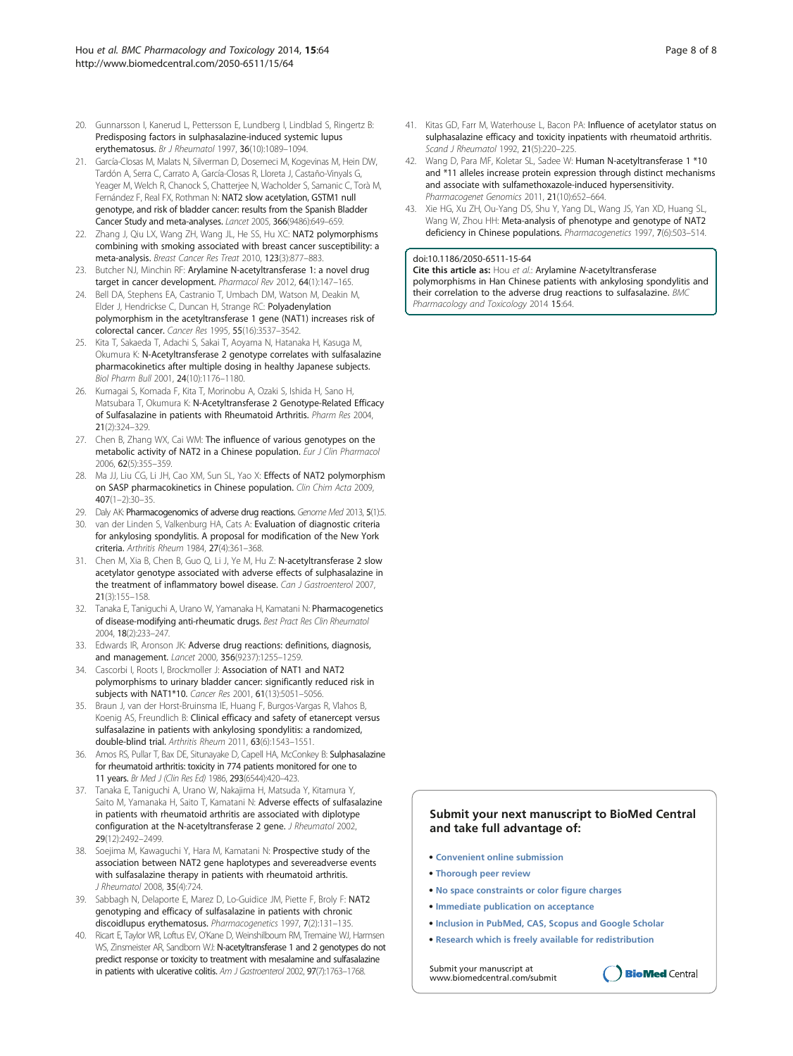20. Gunnarsson I, Kanerud L, Pettersson E, Lundberg I, Lindblad S, Ringertz B: **Predisposing factors in sulphasalazine-induced systemic lupus erythematosus.** *Br J Rheumatol* 1997, **36**(10):1089–1094.
21. García-Closas M, Malats N, Silverman D, Dosemeci M, Kogevinas M, Hein DW, Tardón A, Serra C, Carrato A, García-Closas R, Lloreta J, Castaño-Vinyals G, Yeager M, Welch R, Chanock S, Chatterjee N, Wacholder S, Samanic C, Torà M, Fernández F, Real FX, Rothman N: **NAT2 slow acetylation, GSTM1 null genotype, and risk of bladder cancer: results from the Spanish Bladder Cancer Study and meta-analyses.** *Lancet* 2005, **366**(9486):649–659.
22. Zhang J, Qiu LX, Wang ZH, Wang JL, He SS, Hu XC: **NAT2 polymorphisms combining with smoking associated with breast cancer susceptibility: a meta-analysis.** *Breast Cancer Res Treat* 2010, **123**(3):877–883.
23. Butcher NJ, Minchin RF: **Arylamine N-acetyltransferase 1: a novel drug target in cancer development.** *Pharmacol Rev* 2012, **64**(1):147–165.
24. Bell DA, Stephens EA, Castranio T, Umbach DM, Watson M, Deakin M, Elder J, Hendrickse C, Duncan H, Strange RC: **Polyadenylation polymorphism in the acetyltransferase 1 gene (NAT1) increases risk of colorectal cancer.** *Cancer Res* 1995, **55**(16):3537–3542.
25. Kita T, Sakaeda T, Adachi S, Sakai T, Aoyama N, Hatanaka H, Kasuga M, Okumura K: **N-Acetyltransferase 2 genotype correlates with sulfasalazine pharmacokinetics after multiple dosing in healthy Japanese subjects.** *Biol Pharm Bull* 2001, **24**(10):1176–1180.
26. Kumagai S, Komada F, Kita T, Morinobu A, Ozaki S, Ishida H, Sano H, Matsubara T, Okumura K: **N-Acetyltransferase 2 Genotype-Related Efficacy of Sulfasalazine in patients with Rheumatoid Arthritis.** *Pharm Res* 2004, **21**(2):324–329.
27. Chen B, Zhang WX, Cai WM: **The influence of various genotypes on the metabolic activity of NAT2 in a Chinese population.** *Eur J Clin Pharmacol* 2006, **62**(5):355–359.
28. Ma JJ, Liu CG, Li JH, Cao XM, Sun SL, Yao X: **Effects of NAT2 polymorphism on SASP pharmacokinetics in Chinese population.** *Clin Chim Acta* 2009, **407**(1–2):30–35.
29. Daly AK: **Pharmacogenomics of adverse drug reactions.** *Genome Med* 2013, **5**(1):5.
30. van der Linden S, Valkenburg HA, Cats A: **Evaluation of diagnostic criteria for ankylosing spondylitis. A proposal for modification of the New York criteria.** *Arthritis Rheum* 1984, **27**(4):361–368.
31. Chen M, Xia B, Chen B, Guo Q, Li J, Ye M, Hu Z: **N-acetyltransferase 2 slow acetylator genotype associated with adverse effects of sulphasalazine in the treatment of inflammatory bowel disease.** *Can J Gastroenterol* 2007, **21**(3):155–158.
32. Tanaka E, Taniguchi A, Urano W, Yamanaka H, Kamatani N: **Pharmacogenetics of disease-modifying anti-rheumatic drugs.** *Best Pract Res Clin Rheumatol* 2004, **18**(2):233–247.
33. Edwards IR, Aronson JK: **Adverse drug reactions: definitions, diagnosis, and management.** *Lancet* 2000, **356**(9237):1255–1259.
34. Cascorbi I, Roots I, Brockmoller J: **Association of NAT1 and NAT2 polymorphisms to urinary bladder cancer: significantly reduced risk in subjects with NAT1*10.** *Cancer Res* 2001, **61**(13):5051–5056.
35. Braun J, van der Horst-Bruinsma IE, Huang F, Burgos-Vargas R, Vlahos B, Koenig AS, Freundlich B: **Clinical efficacy and safety of etanercept versus sulfasalazine in patients with ankylosing spondylitis: a randomized, double-blind trial.** *Arthritis Rheum* 2011, **63**(6):1543–1551.
36. Amos RS, Pullar T, Bax DE, Situnayake D, Capell HA, McConkey B: **Sulphasalazine for rheumatoid arthritis: toxicity in 774 patients monitored for one to 11 years.** *Br Med J (Clin Res Ed)* 1986, **293**(6544):420–423.
37. Tanaka E, Taniguchi A, Urano W, Nakajima H, Matsuda Y, Kitamura Y, Saito M, Yamanaka H, Saito T, Kamatani N: **Adverse effects of sulfasalazine in patients with rheumatoid arthritis are associated with diplotype configuration at the N-acetyltransferase 2 gene.** *J Rheumatol* 2002, **29**(12):2492–2499.
38. Soejima M, Kawaguchi Y, Hara M, Kamatani N: **Prospective study of the association between NAT2 gene haplotypes and severeadverse events with sulfasalazine therapy in patients with rheumatoid arthritis.** *J Rheumatol* 2008, **35**(4):724.
39. Sabbagh N, Delaporte E, Marez D, Lo-Guidice JM, Piette F, Broly F: **NAT2 genotyping and efficacy of sulfasalazine in patients with chronic discoidlupus erythematosus.** *Pharmacogenetics* 1997, **7**(2):131–135.
40. Ricart E, Taylor WR, Loftus EV, O'Kane D, Weinshilboum RM, Tremaine WJ, Harmsen WS, Zinsmeister AR, Sandborn WJ: **N-acetyltransferase 1 and 2 genotypes do not predict response or toxicity to treatment with mesalamine and sulfasalazine in patients with ulcerative colitis.** *Am J Gastroenterol* 2002, **97**(7):1763–1768.
41. Kitas GD, Farr M, Waterhouse L, Bacon PA: **Influence of acetylator status on sulphasalazine efficacy and toxicity inpatients with rheumatoid arthritis.** *Scand J Rheumatol* 1992, **21**(5):220–225.
42. Wang D, Para MF, Koletar SL, Sadee W: **Human N-acetyltransferase 1 *10 and *11 alleles increase protein expression through distinct mechanisms and associate with sulfamethoxazole-induced hypersensitivity.** *Pharmacogenet Genomics* 2011, **21**(10):652–664.
43. Xie HG, Xu ZH, Ou-Yang DS, Shu Y, Yang DL, Wang JS, Yan XD, Huang SL, Wang W, Zhou HH: **Meta-analysis of phenotype and genotype of NAT2 deficiency in Chinese populations.** *Pharmacogenetics* 1997, **7**(6):503–514.

doi:10.1186/2050-6511-15-64
**Cite this article as:** Hou *et al.*: Arylamine *N*-acetyltransferase polymorphisms in Han Chinese patients with ankylosing spondylitis and their correlation to the adverse drug reactions to sulfasalazine. *BMC Pharmacology and Toxicology* 2014 **15**:64.

**Submit your next manuscript to BioMed Central and take full advantage of:**

- Convenient online submission
- Thorough peer review
- No space constraints or color figure charges
- Immediate publication on acceptance
- Inclusion in PubMed, CAS, Scopus and Google Scholar
- Research which is freely available for redistribution

Submit your manuscript at
www.biomedcentral.com/submit

BioMed Central